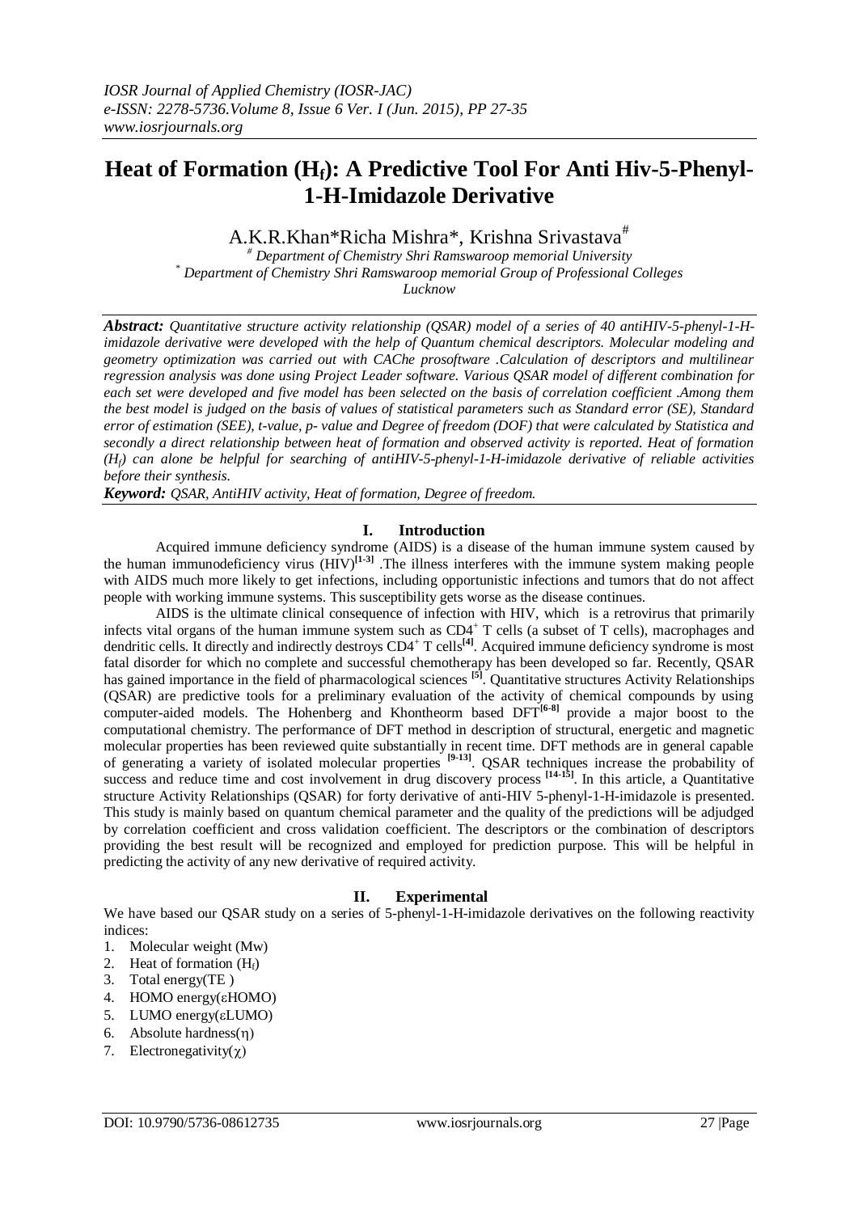*IOSR Journal of Applied Chemistry (IOSR-JAC)*
*e-ISSN: 2278-5736.Volume 8, Issue 6 Ver. I (Jun. 2015), PP 27-35*
*www.iosrjournals.org*

# Heat of Formation ($H_f$): A Predictive Tool For Anti Hiv-5-Phenyl-1-H-Imidazole Derivative

A.K.R.Khan*Richa Mishra*, Krishna Srivastava[#]

[#] *Department of Chemistry Shri Ramswaroop memorial University*
[*] *Department of Chemistry Shri Ramswaroop memorial Group of Professional Colleges*
*Lucknow*

***Abstract:*** *Quantitative structure activity relationship (QSAR) model of a series of 40 antiHIV-5-phenyl-1-H-imidazole derivative were developed with the help of Quantum chemical descriptors. Molecular modeling and geometry optimization was carried out with CAChe prosoftware .Calculation of descriptors and multilinear regression analysis was done using Project Leader software. Various QSAR model of different combination for each set were developed and five model has been selected on the basis of correlation coefficient .Among them the best model is judged on the basis of values of statistical parameters such as Standard error (SE), Standard error of estimation (SEE), t-value, p- value and Degree of freedom (DOF) that were calculated by Statistica and secondly a direct relationship between heat of formation and observed activity is reported. Heat of formation ($H_f$) can alone be helpful for searching of antiHIV-5-phenyl-1-H-imidazole derivative of reliable activities before their synthesis.*

***Keyword:*** *QSAR, AntiHIV activity, Heat of formation, Degree of freedom.*

## I. Introduction

Acquired immune deficiency syndrome (AIDS) is a disease of the human immune system caused by the human immunodeficiency virus (HIV)[1-3] .The illness interferes with the immune system making people with AIDS much more likely to get infections, including opportunistic infections and tumors that do not affect people with working immune systems. This susceptibility gets worse as the disease continues.

AIDS is the ultimate clinical consequence of infection with HIV, which is a retrovirus that primarily infects vital organs of the human immune system such as $CD4^+$ T cells (a subset of T cells), macrophages and dendritic cells. It directly and indirectly destroys $CD4^+$ T cells[4]. Acquired immune deficiency syndrome is most fatal disorder for which no complete and successful chemotherapy has been developed so far. Recently, QSAR has gained importance in the field of pharmacological sciences [5]. Quantitative structures Activity Relationships (QSAR) are predictive tools for a preliminary evaluation of the activity of chemical compounds by using computer-aided models. The Hohenberg and Khontheorm based DFT[6-8] provide a major boost to the computational chemistry. The performance of DFT method in description of structural, energetic and magnetic molecular properties has been reviewed quite substantially in recent time. DFT methods are in general capable of generating a variety of isolated molecular properties [9-13]. QSAR techniques increase the probability of success and reduce time and cost involvement in drug discovery process [14-15]. In this article, a Quantitative structure Activity Relationships (QSAR) for forty derivative of anti-HIV 5-phenyl-1-H-imidazole is presented. This study is mainly based on quantum chemical parameter and the quality of the predictions will be adjudged by correlation coefficient and cross validation coefficient. The descriptors or the combination of descriptors providing the best result will be recognized and employed for prediction purpose. This will be helpful in predicting the activity of any new derivative of required activity.

## II. Experimental

We have based our QSAR study on a series of 5-phenyl-1-H-imidazole derivatives on the following reactivity indices:

1. Molecular weight (Mw)
2. Heat of formation ($H_f$)
3. Total energy(TE )
4. HOMO energy($\varepsilon$HOMO)
5. LUMO energy($\varepsilon$LUMO)
6. Absolute hardness($\eta$)
7. Electronegativity($\chi$)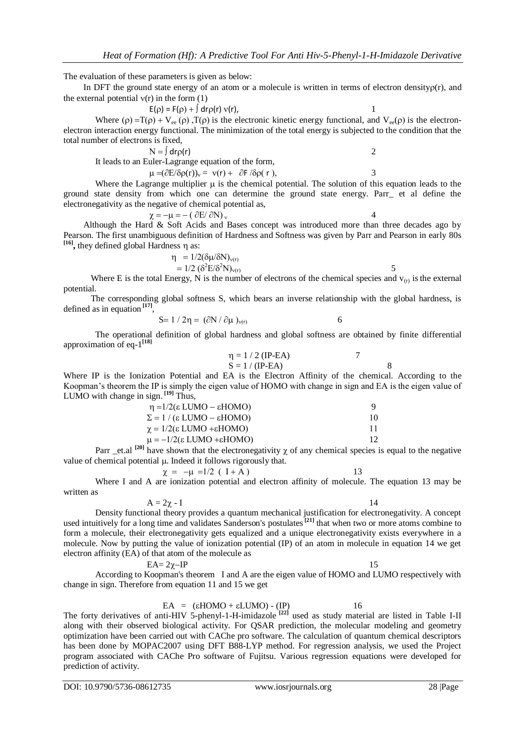The evaluation of these parameters is given as below:

In DFT the ground state energy of an atom or a molecule is written in terms of electron density $\rho(r)$, and the external potential $v(r)$ in the form (1)

$$E(\rho) = F(\rho) + \int dr\rho(r)\, v(r), \qquad 1$$

Where $(\rho) = T(\rho) + V_{ee}(\rho)$, $T(\rho)$ is the electronic kinetic energy functional, and $V_{ee}(\rho)$ is the electron-electron interaction energy functional. The minimization of the total energy is subjected to the condition that the total number of electrons is fixed,

$$N = \int dr\rho(r) \qquad 2$$

It leads to an Euler-Lagrange equation of the form,

$$\mu = (\partial E/\delta\rho(r))_v = v(r) + \partial F/\delta\rho(r), \qquad 3$$

Where the Lagrange multiplier $\mu$ is the chemical potential. The solution of this equation leads to the ground state density from which one can determine the ground state energy. Parr_ et al define the electronegativity as the negative of chemical potential as,

$$\chi = -\mu = -(\partial E/\partial N)_v \qquad 4$$

Although the Hard & Soft Acids and Bases concept was introduced more than three decades ago by Pearson. The first unambiguous definition of Hardness and Softness was given by Parr and Pearson in early 80s [16], they defined global Hardness $\eta$ as:

$$\eta = 1/2(\delta\mu/\delta N)_{v(r)}$$
$$= 1/2\,(\delta^2 E/\delta^2 N)_{v(r)} \qquad 5$$

Where E is the total Energy, N is the number of electrons of the chemical species and $v_{(r)}$ is the external potential.

The corresponding global softness S, which bears an inverse relationship with the global hardness, is defined as in equation [17],

$$S = 1/2\eta = (\partial N/\partial\mu)_{v(r)} \qquad 6$$

The operational definition of global hardness and global softness are obtained by finite differential approximation of eq-1[18]

$$\eta = 1/2\,(IP\text{-}EA) \qquad 7$$
$$S = 1/(IP\text{-}EA) \qquad 8$$

Where IP is the Ionization Potential and EA is the Electron Affinity of the chemical. According to the Koopman's theorem the IP is simply the eigen value of HOMO with change in sign and EA is the eigen value of LUMO with change in sign. [19] Thus,

$$\eta = 1/2(\varepsilon\, LUMO - \varepsilon HOMO) \qquad 9$$
$$\Sigma = 1/(\varepsilon\, LUMO - \varepsilon HOMO) \qquad 10$$
$$\chi = 1/2(\varepsilon\, LUMO + \varepsilon HOMO) \qquad 11$$
$$\mu = -1/2(\varepsilon\, LUMO + \varepsilon HOMO) \qquad 12$$

Parr _et.al [20] have shown that the electronegativity $\chi$ of any chemical species is equal to the negative value of chemical potential $\mu$. Indeed it follows rigorously that.

$$\chi = -\mu = 1/2\,(I + A) \qquad 13$$

Where I and A are ionization potential and electron affinity of molecule. The equation 13 may be written as

$$A = 2\chi - I \qquad 14$$

Density functional theory provides a quantum mechanical justification for electronegativity. A concept used intuitively for a long time and validates Sanderson's postulates [21] that when two or more atoms combine to form a molecule, their electronegativity gets equalized and a unique electronegativity exists everywhere in a molecule. Now by putting the value of ionization potential (IP) of an atom in molecule in equation 14 we get electron affinity (EA) of that atom of the molecule as

$$EA = 2\chi - IP \qquad 15$$

According to Koopman's theorem I and A are the eigen value of HOMO and LUMO respectively with change in sign. Therefore from equation 11 and 15 we get

$$EA = (\varepsilon HOMO + \varepsilon LUMO) - (IP) \qquad 16$$

The forty derivatives of anti-HIV 5-phenyl-1-H-imidazole [22] used as study material are listed in Table I-II along with their observed biological activity. For QSAR prediction, the molecular modeling and geometry optimization have been carried out with CAChe pro software. The calculation of quantum chemical descriptors has been done by MOPAC2007 using DFT B88-LYP method. For regression analysis, we used the Project program associated with CAChe Pro software of Fujitsu. Various regression equations were developed for prediction of activity.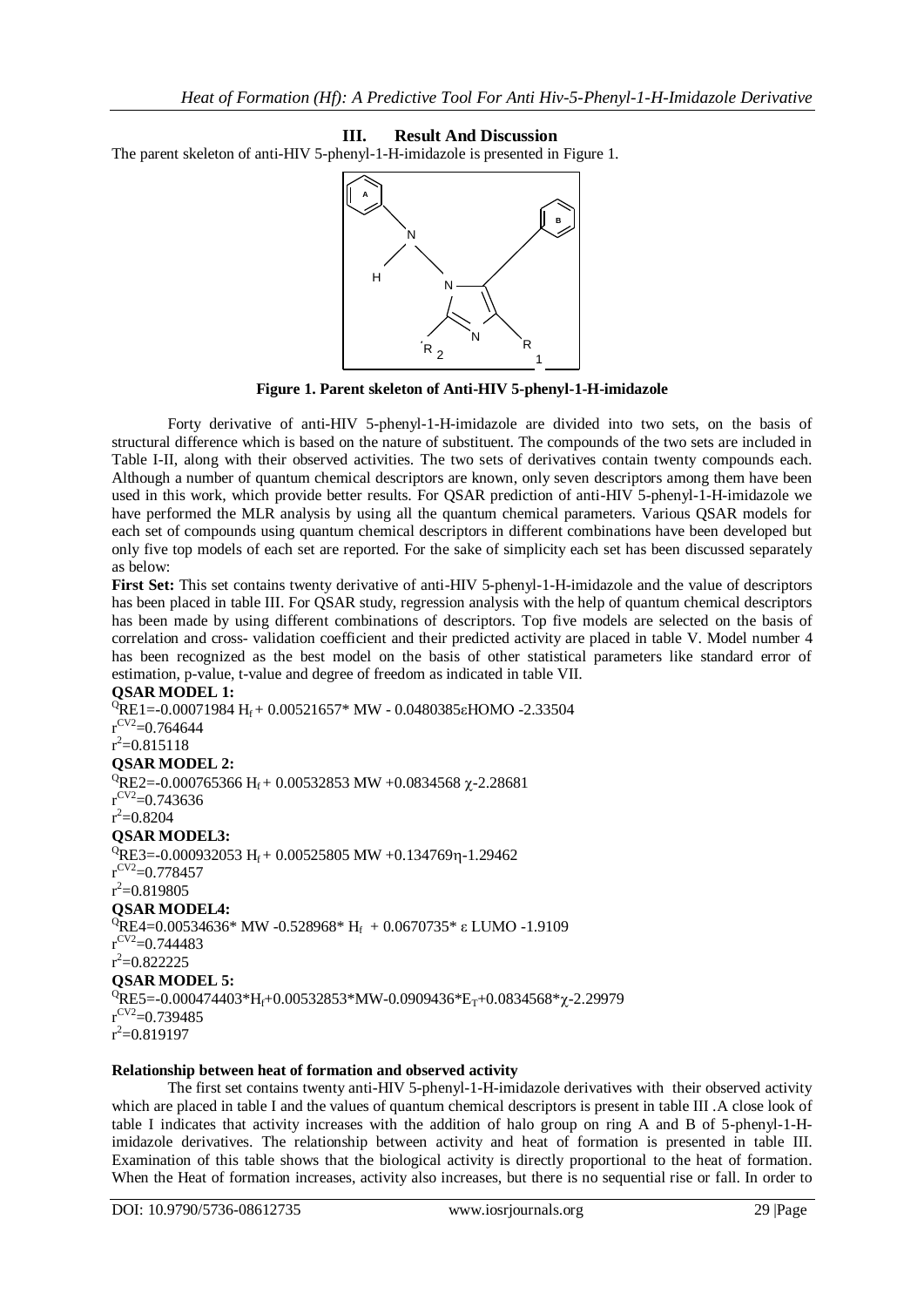## III. Result And Discussion

The parent skeleton of anti-HIV 5-phenyl-1-H-imidazole is presented in Figure 1.

**Figure 1. Parent skeleton of Anti-HIV 5-phenyl-1-H-imidazole**

Forty derivative of anti-HIV 5-phenyl-1-H-imidazole are divided into two sets, on the basis of structural difference which is based on the nature of substituent. The compounds of the two sets are included in Table I-II, along with their observed activities. The two sets of derivatives contain twenty compounds each. Although a number of quantum chemical descriptors are known, only seven descriptors among them have been used in this work, which provide better results. For QSAR prediction of anti-HIV 5-phenyl-1-H-imidazole we have performed the MLR analysis by using all the quantum chemical parameters. Various QSAR models for each set of compounds using quantum chemical descriptors in different combinations have been developed but only five top models of each set are reported. For the sake of simplicity each set has been discussed separately as below:

**First Set:** This set contains twenty derivative of anti-HIV 5-phenyl-1-H-imidazole and the value of descriptors has been placed in table III. For QSAR study, regression analysis with the help of quantum chemical descriptors has been made by using different combinations of descriptors. Top five models are selected on the basis of correlation and cross- validation coefficient and their predicted activity are placed in table V. Model number 4 has been recognized as the best model on the basis of other statistical parameters like standard error of estimation, p-value, t-value and degree of freedom as indicated in table VII.

**QSAR MODEL 1:**

$^{Q}RE1=-0.00071984\, H_f + 0.00521657*\, MW - 0.0480385\varepsilon HOMO - 2.33504$

$r^{CV2}=0.764644$

$r^2=0.815118$

**QSAR MODEL 2:**

$^{Q}RE2=-0.000765366\, H_f + 0.00532853\, MW + 0.0834568\, \chi - 2.28681$

$r^{CV2}=0.743636$

$r^2=0.8204$

**QSAR MODEL3:**

$^{Q}RE3=-0.000932053\, H_f + 0.00525805\, MW + 0.134769\eta - 1.29462$

$r^{CV2}=0.778457$

$r^2=0.819805$

**QSAR MODEL4:**

$^{Q}RE4=0.00534636*\, MW - 0.528968*\, H_f + 0.0670735*\, \varepsilon\, LUMO - 1.9109$

$r^{CV2}=0.744483$

$r^2=0.822225$

**QSAR MODEL 5:**

$^{Q}RE5=-0.000474403*H_f+0.00532853*MW-0.0909436*E_T+0.0834568*\chi-2.29979$

$r^{CV2}=0.739485$

$r^2=0.819197$

**Relationship between heat of formation and observed activity**

The first set contains twenty anti-HIV 5-phenyl-1-H-imidazole derivatives with their observed activity which are placed in table I and the values of quantum chemical descriptors is present in table III .A close look of table I indicates that activity increases with the addition of halo group on ring A and B of 5-phenyl-1-H-imidazole derivatives. The relationship between activity and heat of formation is presented in table III. Examination of this table shows that the biological activity is directly proportional to the heat of formation. When the Heat of formation increases, activity also increases, but there is no sequential rise or fall. In order to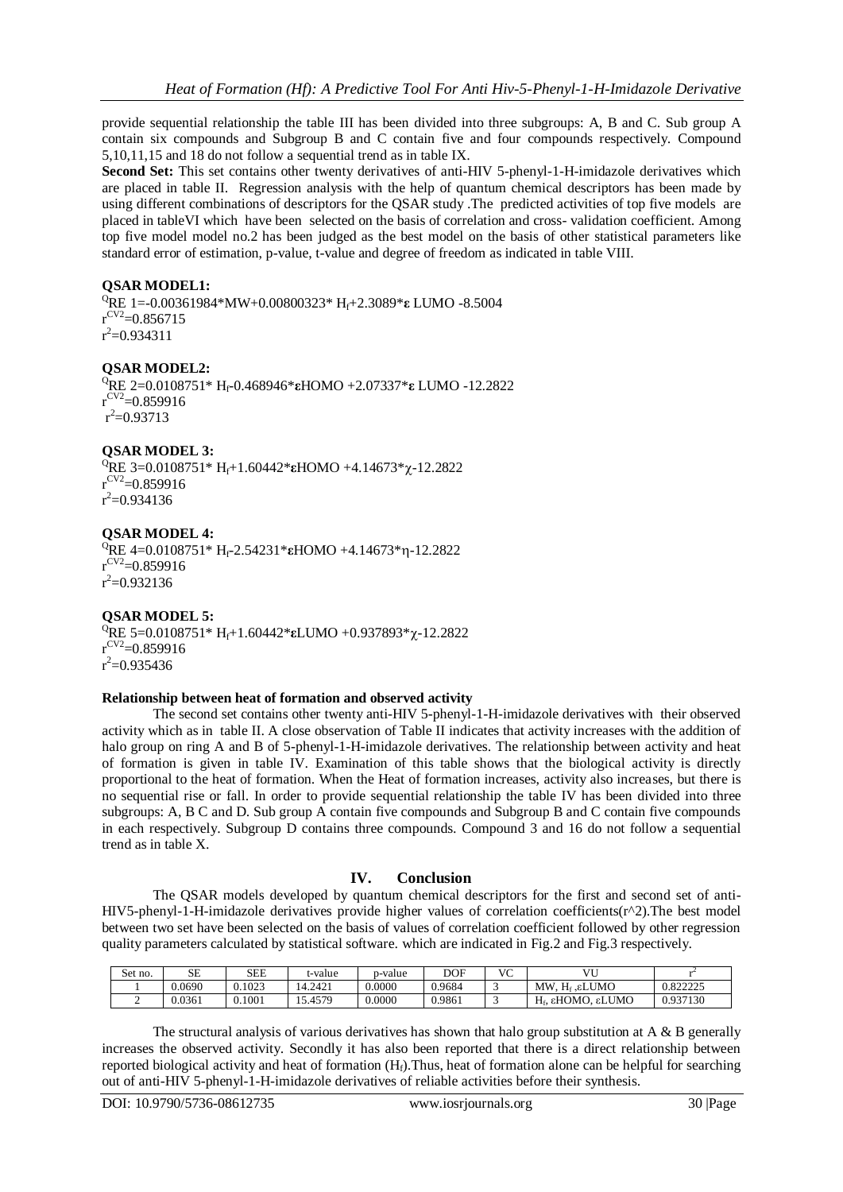provide sequential relationship the table III has been divided into three subgroups: A, B and C. Sub group A contain six compounds and Subgroup B and C contain five and four compounds respectively. Compound 5,10,11,15 and 18 do not follow a sequential trend as in table IX.

**Second Set:** This set contains other twenty derivatives of anti-HIV 5-phenyl-1-H-imidazole derivatives which are placed in table II. Regression analysis with the help of quantum chemical descriptors has been made by using different combinations of descriptors for the QSAR study .The predicted activities of top five models are placed in tableVI which have been selected on the basis of correlation and cross- validation coefficient. Among top five model model no.2 has been judged as the best model on the basis of other statistical parameters like standard error of estimation, p-value, t-value and degree of freedom as indicated in table VIII.

**QSAR MODEL1:**

$^{Q}RE\ 1=-0.00361984*MW+0.00800323*H_f+2.3089*\varepsilon\ LUMO\ -8.5004$

$r^{CV2}=0.856715$

$r^2=0.934311$

**QSAR MODEL2:**

$^{Q}RE\ 2=0.0108751*H_f-0.468946*\varepsilon HOMO\ +2.07337*\varepsilon\ LUMO\ -12.2822$

$r^{CV2}=0.859916$

$r^2=0.93713$

**QSAR MODEL 3:**

$^{Q}RE\ 3=0.0108751*H_f+1.60442*\varepsilon HOMO\ +4.14673*\chi-12.2822$

$r^{CV2}=0.859916$

$r^2=0.934136$

**QSAR MODEL 4:**

$^{Q}RE\ 4=0.0108751*H_f-2.54231*\varepsilon HOMO\ +4.14673*\eta-12.2822$

$r^{CV2}=0.859916$

$r^2=0.932136$

**QSAR MODEL 5:**

$^{Q}RE\ 5=0.0108751*H_f+1.60442*\varepsilon LUMO\ +0.937893*\chi-12.2822$

$r^{CV2}=0.859916$

$r^2=0.935436$

**Relationship between heat of formation and observed activity**

The second set contains other twenty anti-HIV 5-phenyl-1-H-imidazole derivatives with their observed activity which as in table II. A close observation of Table II indicates that activity increases with the addition of halo group on ring A and B of 5-phenyl-1-H-imidazole derivatives. The relationship between activity and heat of formation is given in table IV. Examination of this table shows that the biological activity is directly proportional to the heat of formation. When the Heat of formation increases, activity also increases, but there is no sequential rise or fall. In order to provide sequential relationship the table IV has been divided into three subgroups: A, B C and D. Sub group A contain five compounds and Subgroup B and C contain five compounds in each respectively. Subgroup D contains three compounds. Compound 3 and 16 do not follow a sequential trend as in table X.

## IV. Conclusion

The QSAR models developed by quantum chemical descriptors for the first and second set of anti-HIV5-phenyl-1-H-imidazole derivatives provide higher values of correlation coefficients(r^2).The best model between two set have been selected on the basis of values of correlation coefficient followed by other regression quality parameters calculated by statistical software. which are indicated in Fig.2 and Fig.3 respectively.

| Set no. | SE | SEE | t-value | p-value | DOF | VC | VU | $r^2$ |
|---|---|---|---|---|---|---|---|---|
| 1 | 0.0690 | 0.1023 | 14.2421 | 0.0000 | 0.9684 | 3 | MW, $H_f$ ,εLUMO | 0.822225 |
| 2 | 0.0361 | 0.1001 | 15.4579 | 0.0000 | 0.9861 | 3 | $H_f$, εHOMO, εLUMO | 0.937130 |

The structural analysis of various derivatives has shown that halo group substitution at A & B generally increases the observed activity. Secondly it has also been reported that there is a direct relationship between reported biological activity and heat of formation ($H_f$).Thus, heat of formation alone can be helpful for searching out of anti-HIV 5-phenyl-1-H-imidazole derivatives of reliable activities before their synthesis.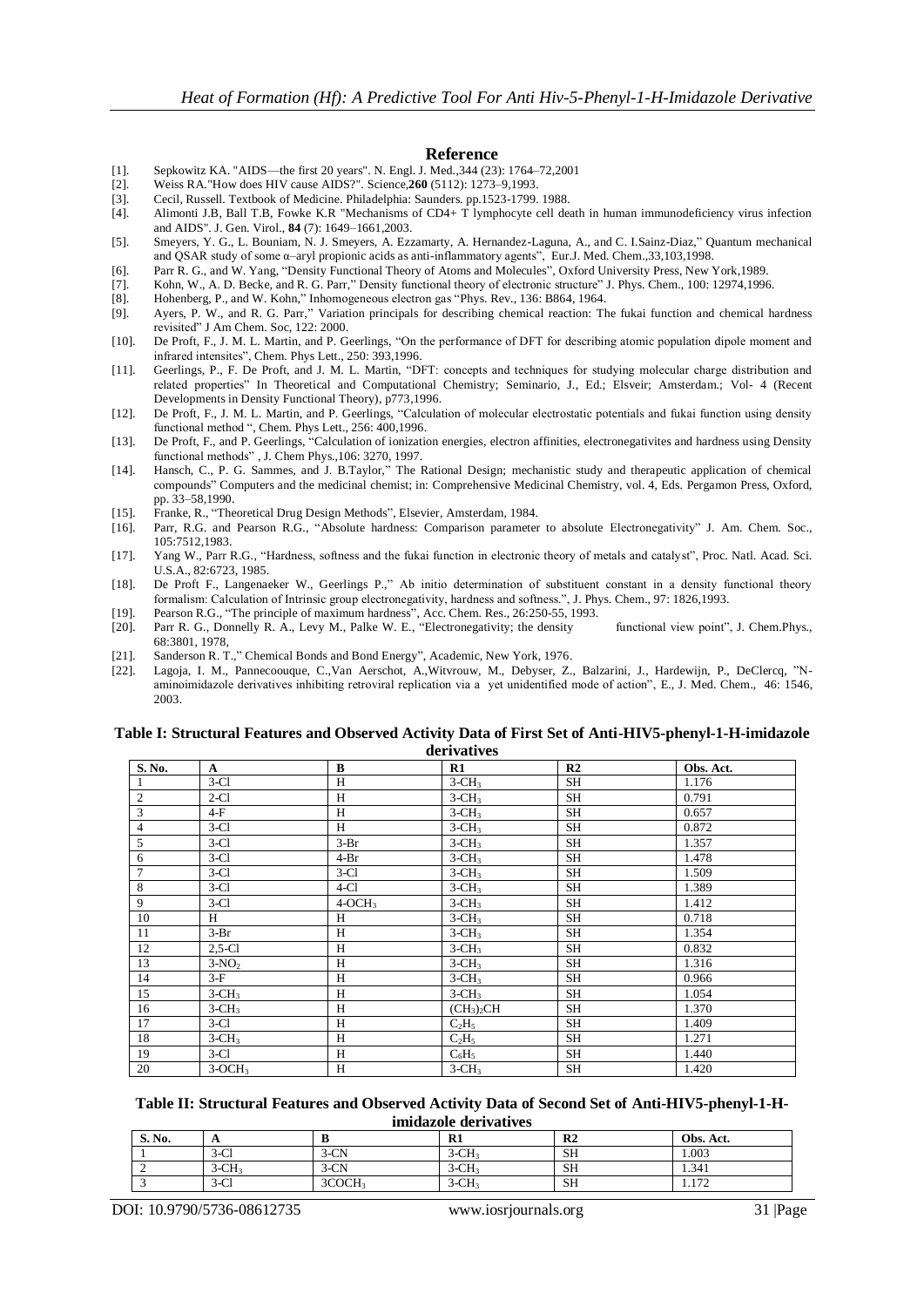## Reference

[1]. Sepkowitz KA. "AIDS—the first 20 years". N. Engl. J. Med.,344 (23): 1764–72,2001

[2]. Weiss RA."How does HIV cause AIDS?". Science,**260** (5112): 1273–9,1993.

[3]. Cecil, Russell. Textbook of Medicine. Philadelphia: Saunders. pp.1523-1799. 1988.

[4]. Alimonti J.B, Ball T.B, Fowke K.R "Mechanisms of CD4+ T lymphocyte cell death in human immunodeficiency virus infection and AIDS". J. Gen. Virol., **84** (7): 1649–1661,2003.

[5]. Smeyers, Y. G., L. Bouniam, N. J. Smeyers, A. Ezzamarty, A. Hernandez-Laguna, A., and C. I.Sainz-Diaz," Quantum mechanical and QSAR study of some α–aryl propionic acids as anti-inflammatory agents", Eur.J. Med. Chem.,33,103,1998.

[6]. Parr R. G., and W. Yang, "Density Functional Theory of Atoms and Molecules", Oxford University Press, New York,1989.

[7]. Kohn, W., A. D. Becke, and R. G. Parr," Density functional theory of electronic structure" J. Phys. Chem., 100: 12974,1996.

[8]. Hohenberg, P., and W. Kohn," Inhomogeneous electron gas "Phys. Rev., 136: B864, 1964.

[9]. Ayers, P. W., and R. G. Parr," Variation principals for describing chemical reaction: The fukai function and chemical hardness revisited" J Am Chem. Soc, 122: 2000.

[10]. De Proft, F., J. M. L. Martin, and P. Geerlings, "On the performance of DFT for describing atomic population dipole moment and infrared intensites", Chem. Phys Lett., 250: 393,1996.

[11]. Geerlings, P., F. De Proft, and J. M. L. Martin, "DFT: concepts and techniques for studying molecular charge distribution and related properties" In Theoretical and Computational Chemistry; Seminario, J., Ed.; Elsveir; Amsterdam.; Vol- 4 (Recent Developments in Density Functional Theory), p773,1996.

[12]. De Proft, F., J. M. L. Martin, and P. Geerlings, "Calculation of molecular electrostatic potentials and fukai function using density functional method ", Chem. Phys Lett., 256: 400,1996.

[13]. De Proft, F., and P. Geerlings, "Calculation of ionization energies, electron affinities, electronegativites and hardness using Density functional methods" , J. Chem Phys.,106: 3270, 1997.

[14]. Hansch, C., P. G. Sammes, and J. B.Taylor," The Rational Design; mechanistic study and therapeutic application of chemical compounds" Computers and the medicinal chemist; in: Comprehensive Medicinal Chemistry, vol. 4, Eds. Pergamon Press, Oxford, pp. 33–58,1990.

[15]. Franke, R., "Theoretical Drug Design Methods", Elsevier, Amsterdam, 1984.

[16]. Parr, R.G. and Pearson R.G., "Absolute hardness: Comparison parameter to absolute Electronegativity" J. Am. Chem. Soc., 105:7512,1983.

[17]. Yang W., Parr R.G., "Hardness, softness and the fukai function in electronic theory of metals and catalyst", Proc. Natl. Acad. Sci. U.S.A., 82:6723, 1985.

[18]. De Proft F., Langenaeker W., Geerlings P.," Ab initio determination of substituent constant in a density functional theory formalism: Calculation of Intrinsic group electronegativity, hardness and softness.", J. Phys. Chem., 97: 1826,1993.

[19]. Pearson R.G., "The principle of maximum hardness", Acc. Chem. Res., 26:250-55, 1993.

[20]. Parr R. G., Donnelly R. A., Levy M., Palke W. E., "Electronegativity; the density functional view point", J. Chem.Phys., 68:3801, 1978,

[21]. Sanderson R. T.," Chemical Bonds and Bond Energy", Academic, New York, 1976.

[22]. Lagoja, I. M., Pannecoouque, C.,Van Aerschot, A.,Witvrouw, M., Debyser, Z., Balzarini, J., Hardewijn, P., DeClercq, "N-aminoimidazole derivatives inhibiting retroviral replication via a yet unidentified mode of action", E., J. Med. Chem., 46: 1546, 2003.

**Table I: Structural Features and Observed Activity Data of First Set of Anti-HIV5-phenyl-1-H-imidazole derivatives**

| S. No. | A | B | R1 | R2 | Obs. Act. |
|---|---|---|---|---|---|
| 1 | 3-Cl | H | 3-$CH_3$ | SH | 1.176 |
| 2 | 2-Cl | H | 3-$CH_3$ | SH | 0.791 |
| 3 | 4-F | H | 3-$CH_3$ | SH | 0.657 |
| 4 | 3-Cl | H | 3-$CH_3$ | SH | 0.872 |
| 5 | 3-Cl | 3-Br | 3-$CH_3$ | SH | 1.357 |
| 6 | 3-Cl | 4-Br | 3-$CH_3$ | SH | 1.478 |
| 7 | 3-Cl | 3-Cl | 3-$CH_3$ | SH | 1.509 |
| 8 | 3-Cl | 4-Cl | 3-$CH_3$ | SH | 1.389 |
| 9 | 3-Cl | 4-$OCH_3$ | 3-$CH_3$ | SH | 1.412 |
| 10 | H | H | 3-$CH_3$ | SH | 0.718 |
| 11 | 3-Br | H | 3-$CH_3$ | SH | 1.354 |
| 12 | 2,5-Cl | H | 3-$CH_3$ | SH | 0.832 |
| 13 | 3-$NO_2$ | H | 3-$CH_3$ | SH | 1.316 |
| 14 | 3-F | H | 3-$CH_3$ | SH | 0.966 |
| 15 | 3-$CH_3$ | H | 3-$CH_3$ | SH | 1.054 |
| 16 | 3-$CH_3$ | H | $(CH_3)_2CH$ | SH | 1.370 |
| 17 | 3-Cl | H | $C_2H_5$ | SH | 1.409 |
| 18 | 3-$CH_3$ | H | $C_2H_5$ | SH | 1.271 |
| 19 | 3-Cl | H | $C_6H_5$ | SH | 1.440 |
| 20 | 3-$OCH_3$ | H | 3-$CH_3$ | SH | 1.420 |

**Table II: Structural Features and Observed Activity Data of Second Set of Anti-HIV5-phenyl-1-H-imidazole derivatives**

| S. No. | A | B | R1 | R2 | Obs. Act. |
|---|---|---|---|---|---|
| 1 | 3-Cl | 3-CN | 3-$CH_3$ | SH | 1.003 |
| 2 | 3-$CH_3$ | 3-CN | 3-$CH_3$ | SH | 1.341 |
| 3 | 3-Cl | 3$COCH_3$ | 3-$CH_3$ | SH | 1.172 |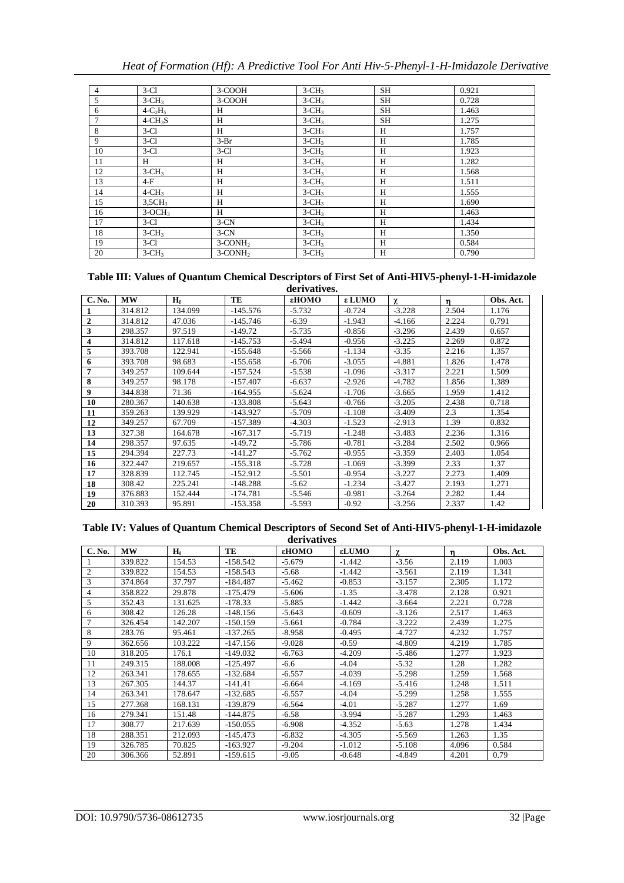| 4 | 3-Cl | 3-COOH | $3\text{-}CH_3$ | SH | 0.921 |
|---|---|---|---|---|---|
| 5 | $3\text{-}CH_3$ | 3-COOH | $3\text{-}CH_3$ | SH | 0.728 |
| 6 | $4\text{-}C_2H_5$ | H | $3\text{-}CH_3$ | SH | 1.463 |
| 7 | $4\text{-}CH_3S$ | H | $3\text{-}CH_3$ | SH | 1.275 |
| 8 | 3-Cl | H | $3\text{-}CH_3$ | H | 1.757 |
| 9 | 3-Cl | 3-Br | $3\text{-}CH_3$ | H | 1.785 |
| 10 | 3-Cl | 3-Cl | $3\text{-}CH_3$ | H | 1.923 |
| 11 | H | H | $3\text{-}CH_3$ | H | 1.282 |
| 12 | $3\text{-}CH_3$ | H | $3\text{-}CH_3$ | H | 1.568 |
| 13 | 4-F | H | $3\text{-}CH_3$ | H | 1.511 |
| 14 | $4\text{-}CH_3$ | H | $3\text{-}CH_3$ | H | 1.555 |
| 15 | $3,5CH_3$ | H | $3\text{-}CH_3$ | H | 1.690 |
| 16 | $3\text{-}OCH_3$ | H | $3\text{-}CH_3$ | H | 1.463 |
| 17 | 3-Cl | 3-CN | $3\text{-}CH_3$ | H | 1.434 |
| 18 | $3\text{-}CH_3$ | 3-CN | $3\text{-}CH_3$ | H | 1.350 |
| 19 | 3-Cl | $3\text{-}CONH_2$ | $3\text{-}CH_3$ | H | 0.584 |
| 20 | $3\text{-}CH_3$ | $3\text{-}CONH_2$ | $3\text{-}CH_3$ | H | 0.790 |

**Table III: Values of Quantum Chemical Descriptors of First Set of Anti-HIV5-phenyl-1-H-imidazole derivatives.**

| C. No. | MW | $H_f$ | TE | εHOMO | ε LUMO | χ | η | Obs. Act. |
|---|---|---|---|---|---|---|---|---|
| **1** | 314.812 | 134.099 | -145.576 | -5.732 | -0.724 | -3.228 | 2.504 | 1.176 |
| **2** | 314.812 | 47.036 | -145.746 | -6.39 | -1.943 | -4.166 | 2.224 | 0.791 |
| **3** | 298.357 | 97.519 | -149.72 | -5.735 | -0.856 | -3.296 | 2.439 | 0.657 |
| **4** | 314.812 | 117.618 | -145.753 | -5.494 | -0.956 | -3.225 | 2.269 | 0.872 |
| **5** | 393.708 | 122.941 | -155.648 | -5.566 | -1.134 | -3.35 | 2.216 | 1.357 |
| **6** | 393.708 | 98.683 | -155.658 | -6.706 | -3.055 | -4.881 | 1.826 | 1.478 |
| **7** | 349.257 | 109.644 | -157.524 | -5.538 | -1.096 | -3.317 | 2.221 | 1.509 |
| **8** | 349.257 | 98.178 | -157.407 | -6.637 | -2.926 | -4.782 | 1.856 | 1.389 |
| **9** | 344.838 | 71.36 | -164.955 | -5.624 | -1.706 | -3.665 | 1.959 | 1.412 |
| **10** | 280.367 | 140.638 | -133.808 | -5.643 | -0.766 | -3.205 | 2.438 | 0.718 |
| **11** | 359.263 | 139.929 | -143.927 | -5.709 | -1.108 | -3.409 | 2.3 | 1.354 |
| **12** | 349.257 | 67.709 | -157.389 | -4.303 | -1.523 | -2.913 | 1.39 | 0.832 |
| **13** | 327.38 | 164.678 | -167.317 | -5.719 | -1.248 | -3.483 | 2.236 | 1.316 |
| **14** | 298.357 | 97.635 | -149.72 | -5.786 | -0.781 | -3.284 | 2.502 | 0.966 |
| **15** | 294.394 | 227.73 | -141.27 | -5.762 | -0.955 | -3.359 | 2.403 | 1.054 |
| **16** | 322.447 | 219.657 | -155.318 | -5.728 | -1.069 | -3.399 | 2.33 | 1.37 |
| **17** | 328.839 | 112.745 | -152.912 | -5.501 | -0.954 | -3.227 | 2.273 | 1.409 |
| **18** | 308.42 | 225.241 | -148.288 | -5.62 | -1.234 | -3.427 | 2.193 | 1.271 |
| **19** | 376.883 | 152.444 | -174.781 | -5.546 | -0.981 | -3.264 | 2.282 | 1.44 |
| **20** | 310.393 | 95.891 | -153.358 | -5.593 | -0.92 | -3.256 | 2.337 | 1.42 |

**Table IV: Values of Quantum Chemical Descriptors of Second Set of Anti-HIV5-phenyl-1-H-imidazole derivatives**

| C. No. | MW | $H_f$ | TE | εHOMO | εLUMO | χ | η | Obs. Act. |
|---|---|---|---|---|---|---|---|---|
| 1 | 339.822 | 154.53 | -158.542 | -5.679 | -1.442 | -3.56 | 2.119 | 1.003 |
| 2 | 339.822 | 154.53 | -158.543 | -5.68 | -1.442 | -3.561 | 2.119 | 1.341 |
| 3 | 374.864 | 37.797 | -184.487 | -5.462 | -0.853 | -3.157 | 2.305 | 1.172 |
| 4 | 358.822 | 29.878 | -175.479 | -5.606 | -1.35 | -3.478 | 2.128 | 0.921 |
| 5 | 352.43 | 131.625 | -178.33 | -5.885 | -1.442 | -3.664 | 2.221 | 0.728 |
| 6 | 308.42 | 126.28 | -148.156 | -5.643 | -0.609 | -3.126 | 2.517 | 1.463 |
| 7 | 326.454 | 142.207 | -150.159 | -5.661 | -0.784 | -3.222 | 2.439 | 1.275 |
| 8 | 283.76 | 95.461 | -137.265 | -8.958 | -0.495 | -4.727 | 4.232 | 1.757 |
| 9 | 362.656 | 103.222 | -147.156 | -9.028 | -0.59 | -4.809 | 4.219 | 1.785 |
| 10 | 318.205 | 176.1 | -149.032 | -6.763 | -4.209 | -5.486 | 1.277 | 1.923 |
| 11 | 249.315 | 188.008 | -125.497 | -6.6 | -4.04 | -5.32 | 1.28 | 1.282 |
| 12 | 263.341 | 178.655 | -132.684 | -6.557 | -4.039 | -5.298 | 1.259 | 1.568 |
| 13 | 267.305 | 144.37 | -141.41 | -6.664 | -4.169 | -5.416 | 1.248 | 1.511 |
| 14 | 263.341 | 178.647 | -132.685 | -6.557 | -4.04 | -5.299 | 1.258 | 1.555 |
| 15 | 277.368 | 168.131 | -139.879 | -6.564 | -4.01 | -5.287 | 1.277 | 1.69 |
| 16 | 279.341 | 151.48 | -144.875 | -6.58 | -3.994 | -5.287 | 1.293 | 1.463 |
| 17 | 308.77 | 217.639 | -150.055 | -6.908 | -4.352 | -5.63 | 1.278 | 1.434 |
| 18 | 288.351 | 212.093 | -145.473 | -6.832 | -4.305 | -5.569 | 1.263 | 1.35 |
| 19 | 326.785 | 70.825 | -163.927 | -9.204 | -1.012 | -5.108 | 4.096 | 0.584 |
| 20 | 306.366 | 52.891 | -159.615 | -9.05 | -0.648 | -4.849 | 4.201 | 0.79 |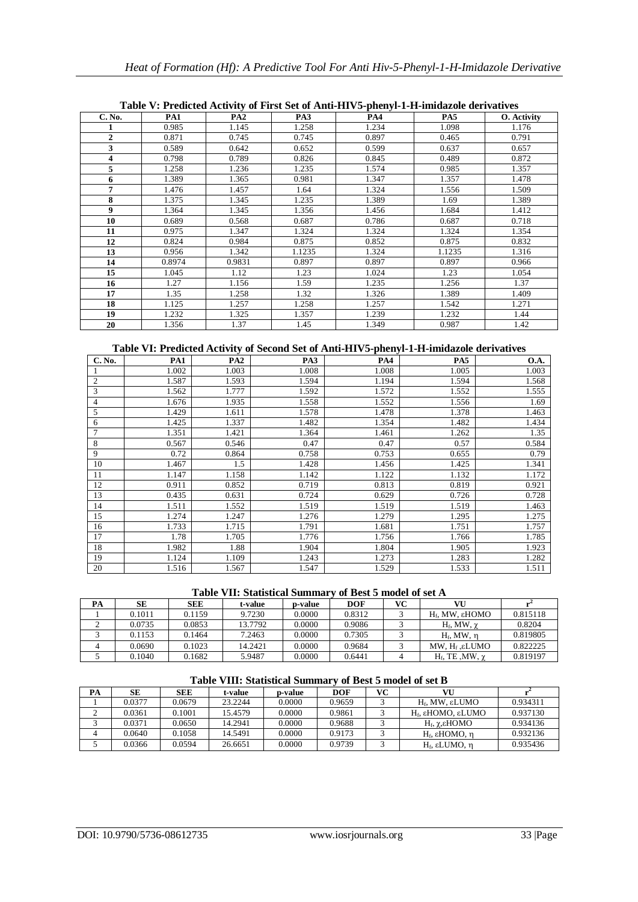**Table V: Predicted Activity of First Set of Anti-HIV5-phenyl-1-H-imidazole derivatives**

| C. No. | PA1 | PA2 | PA3 | PA4 | PA5 | O. Activity |
|---|---|---|---|---|---|---|
| 1 | 0.985 | 1.145 | 1.258 | 1.234 | 1.098 | 1.176 |
| 2 | 0.871 | 0.745 | 0.745 | 0.897 | 0.465 | 0.791 |
| 3 | 0.589 | 0.642 | 0.652 | 0.599 | 0.637 | 0.657 |
| 4 | 0.798 | 0.789 | 0.826 | 0.845 | 0.489 | 0.872 |
| 5 | 1.258 | 1.236 | 1.235 | 1.574 | 0.985 | 1.357 |
| 6 | 1.389 | 1.365 | 0.981 | 1.347 | 1.357 | 1.478 |
| 7 | 1.476 | 1.457 | 1.64 | 1.324 | 1.556 | 1.509 |
| 8 | 1.375 | 1.345 | 1.235 | 1.389 | 1.69 | 1.389 |
| 9 | 1.364 | 1.345 | 1.356 | 1.456 | 1.684 | 1.412 |
| 10 | 0.689 | 0.568 | 0.687 | 0.786 | 0.687 | 0.718 |
| 11 | 0.975 | 1.347 | 1.324 | 1.324 | 1.324 | 1.354 |
| 12 | 0.824 | 0.984 | 0.875 | 0.852 | 0.875 | 0.832 |
| 13 | 0.956 | 1.342 | 1.1235 | 1.324 | 1.1235 | 1.316 |
| 14 | 0.8974 | 0.9831 | 0.897 | 0.897 | 0.897 | 0.966 |
| 15 | 1.045 | 1.12 | 1.23 | 1.024 | 1.23 | 1.054 |
| 16 | 1.27 | 1.156 | 1.59 | 1.235 | 1.256 | 1.37 |
| 17 | 1.35 | 1.258 | 1.32 | 1.326 | 1.389 | 1.409 |
| 18 | 1.125 | 1.257 | 1.258 | 1.257 | 1.542 | 1.271 |
| 19 | 1.232 | 1.325 | 1.357 | 1.239 | 1.232 | 1.44 |
| 20 | 1.356 | 1.37 | 1.45 | 1.349 | 0.987 | 1.42 |

**Table VI: Predicted Activity of Second Set of Anti-HIV5-phenyl-1-H-imidazole derivatives**

| C. No. | PA1 | PA2 | PA3 | PA4 | PA5 | O.A. |
|---|---|---|---|---|---|---|
| 1 | 1.002 | 1.003 | 1.008 | 1.008 | 1.005 | 1.003 |
| 2 | 1.587 | 1.593 | 1.594 | 1.194 | 1.594 | 1.568 |
| 3 | 1.562 | 1.777 | 1.592 | 1.572 | 1.552 | 1.555 |
| 4 | 1.676 | 1.935 | 1.558 | 1.552 | 1.556 | 1.69 |
| 5 | 1.429 | 1.611 | 1.578 | 1.478 | 1.378 | 1.463 |
| 6 | 1.425 | 1.337 | 1.482 | 1.354 | 1.482 | 1.434 |
| 7 | 1.351 | 1.421 | 1.364 | 1.461 | 1.262 | 1.35 |
| 8 | 0.567 | 0.546 | 0.47 | 0.47 | 0.57 | 0.584 |
| 9 | 0.72 | 0.864 | 0.758 | 0.753 | 0.655 | 0.79 |
| 10 | 1.467 | 1.5 | 1.428 | 1.456 | 1.425 | 1.341 |
| 11 | 1.147 | 1.158 | 1.142 | 1.122 | 1.132 | 1.172 |
| 12 | 0.911 | 0.852 | 0.719 | 0.813 | 0.819 | 0.921 |
| 13 | 0.435 | 0.631 | 0.724 | 0.629 | 0.726 | 0.728 |
| 14 | 1.511 | 1.552 | 1.519 | 1.519 | 1.519 | 1.463 |
| 15 | 1.274 | 1.247 | 1.276 | 1.279 | 1.295 | 1.275 |
| 16 | 1.733 | 1.715 | 1.791 | 1.681 | 1.751 | 1.757 |
| 17 | 1.78 | 1.705 | 1.776 | 1.756 | 1.766 | 1.785 |
| 18 | 1.982 | 1.88 | 1.904 | 1.804 | 1.905 | 1.923 |
| 19 | 1.124 | 1.109 | 1.243 | 1.273 | 1.283 | 1.282 |
| 20 | 1.516 | 1.567 | 1.547 | 1.529 | 1.533 | 1.511 |

**Table VII: Statistical Summary of Best 5 model of set A**

| PA | SE | SEE | t-value | p-value | DOF | VC | VU | $r^2$ |
|---|---|---|---|---|---|---|---|---|
| 1 | 0.1011 | 0.1159 | 9.7230 | 0.0000 | 0.8312 | 3 | $H_f$, MW, εHOMO | 0.815118 |
| 2 | 0.0735 | 0.0853 | 13.7792 | 0.0000 | 0.9086 | 3 | $H_f$, MW, χ | 0.8204 |
| 3 | 0.1153 | 0.1464 | 7.2463 | 0.0000 | 0.7305 | 3 | $H_f$, MW, η | 0.819805 |
| 4 | 0.0690 | 0.1023 | 14.2421 | 0.0000 | 0.9684 | 3 | MW, $H_f$ ,εLUMO | 0.822225 |
| 5 | 0.1040 | 0.1682 | 5.9487 | 0.0000 | 0.6441 | 4 | $H_f$, TE ,MW, χ | 0.819197 |

**Table VIII: Statistical Summary of Best 5 model of set B**

| PA | SE | SEE | t-value | p-value | DOF | VC | VU | $r^2$ |
|---|---|---|---|---|---|---|---|---|
| 1 | 0.0377 | 0.0679 | 23.2244 | 0.0000 | 0.9659 | 3 | $H_f$, MW, εLUMO | 0.934311 |
| 2 | 0.0361 | 0.1001 | 15.4579 | 0.0000 | 0.9861 | 3 | $H_f$, εHOMO, εLUMO | 0.937130 |
| 3 | 0.0371 | 0.0650 | 14.2941 | 0.0000 | 0.9688 | 3 | $H_f$, χ,εHOMO | 0.934136 |
| 4 | 0.0640 | 0.1058 | 14.5491 | 0.0000 | 0.9173 | 3 | $H_f$, εHOMO, η | 0.932136 |
| 5 | 0.0366 | 0.0594 | 26.6651 | 0.0000 | 0.9739 | 3 | $H_f$, εLUMO, η | 0.935436 |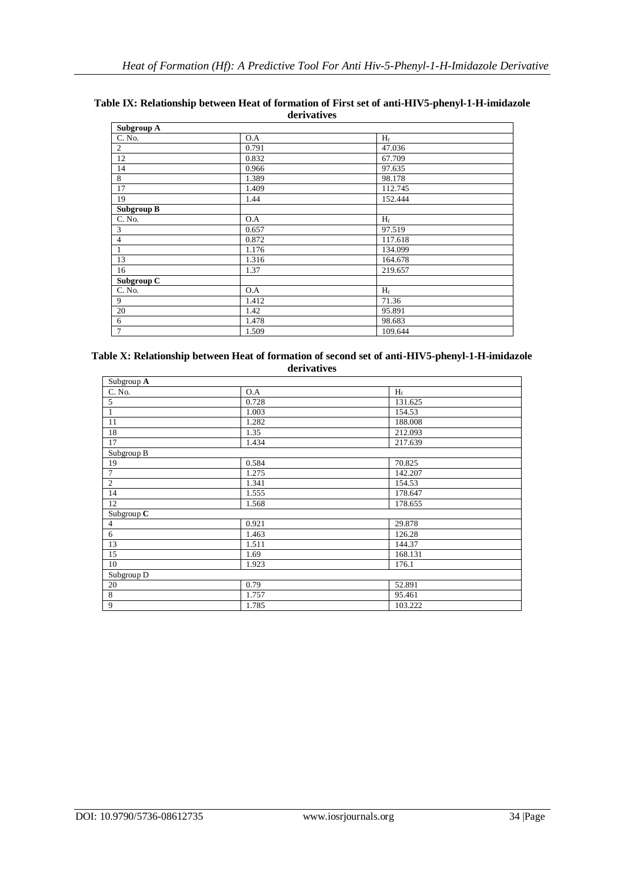**Table IX: Relationship between Heat of formation of First set of anti-HIV5-phenyl-1-H-imidazole derivatives**

| **Subgroup A** | | |
|---|---|---|
| C. No. | O.A | $H_f$ |
| 2 | 0.791 | 47.036 |
| 12 | 0.832 | 67.709 |
| 14 | 0.966 | 97.635 |
| 8 | 1.389 | 98.178 |
| 17 | 1.409 | 112.745 |
| 19 | 1.44 | 152.444 |
| **Subgroup B** | | |
| C. No. | O.A | $H_f$ |
| 3 | 0.657 | 97.519 |
| 4 | 0.872 | 117.618 |
| 1 | 1.176 | 134.099 |
| 13 | 1.316 | 164.678 |
| 16 | 1.37 | 219.657 |
| **Subgroup C** | | |
| C. No. | O.A | $H_f$ |
| 9 | 1.412 | 71.36 |
| 20 | 1.42 | 95.891 |
| 6 | 1.478 | 98.683 |
| 7 | 1.509 | 109.644 |

**Table X: Relationship between Heat of formation of second set of anti-HIV5-phenyl-1-H-imidazole derivatives**

| Subgroup **A** | | |
|---|---|---|
| C. No. | O.A | $H_f$ |
| 5 | 0.728 | 131.625 |
| 1 | 1.003 | 154.53 |
| 11 | 1.282 | 188.008 |
| 18 | 1.35 | 212.093 |
| 17 | 1.434 | 217.639 |
| Subgroup B | | |
| 19 | 0.584 | 70.825 |
| 7 | 1.275 | 142.207 |
| 2 | 1.341 | 154.53 |
| 14 | 1.555 | 178.647 |
| 12 | 1.568 | 178.655 |
| Subgroup **C** | | |
| 4 | 0.921 | 29.878 |
| 6 | 1.463 | 126.28 |
| 13 | 1.511 | 144.37 |
| 15 | 1.69 | 168.131 |
| 10 | 1.923 | 176.1 |
| Subgroup D | | |
| 20 | 0.79 | 52.891 |
| 8 | 1.757 | 95.461 |
| 9 | 1.785 | 103.222 |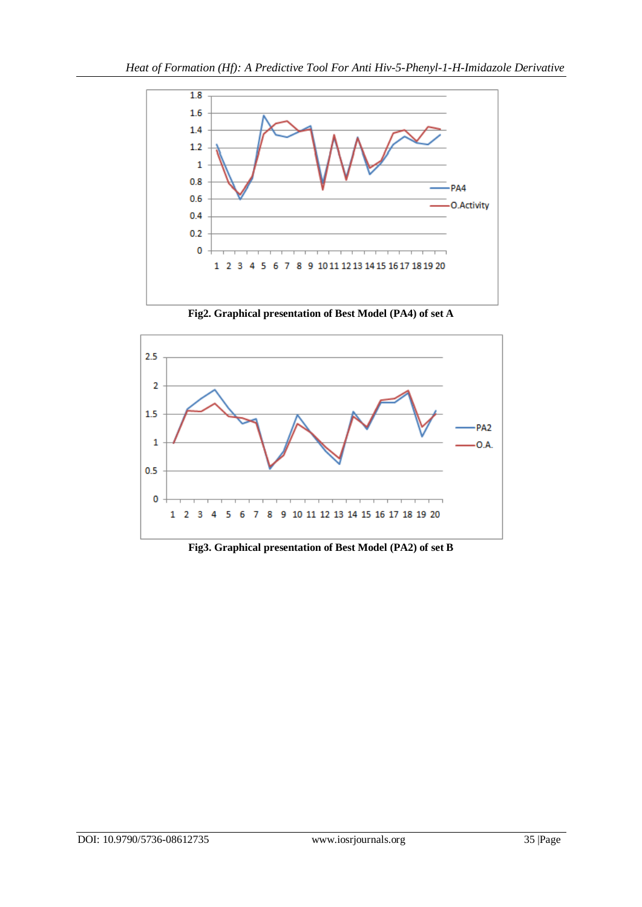1.8
1.6
1.4
1.2
1
0.8
0.6
0.4
0.2
0

1 2 3 4 5 6 7 8 9 10 11 12 13 14 15 16 17 18 19 20

PA4
O.Activity

**Fig2. Graphical presentation of Best Model (PA4) of set A**

2.5
2
1.5
1
0.5
0

1 2 3 4 5 6 7 8 9 10 11 12 13 14 15 16 17 18 19 20

PA2
O.A.

**Fig3. Graphical presentation of Best Model (PA2) of set B**